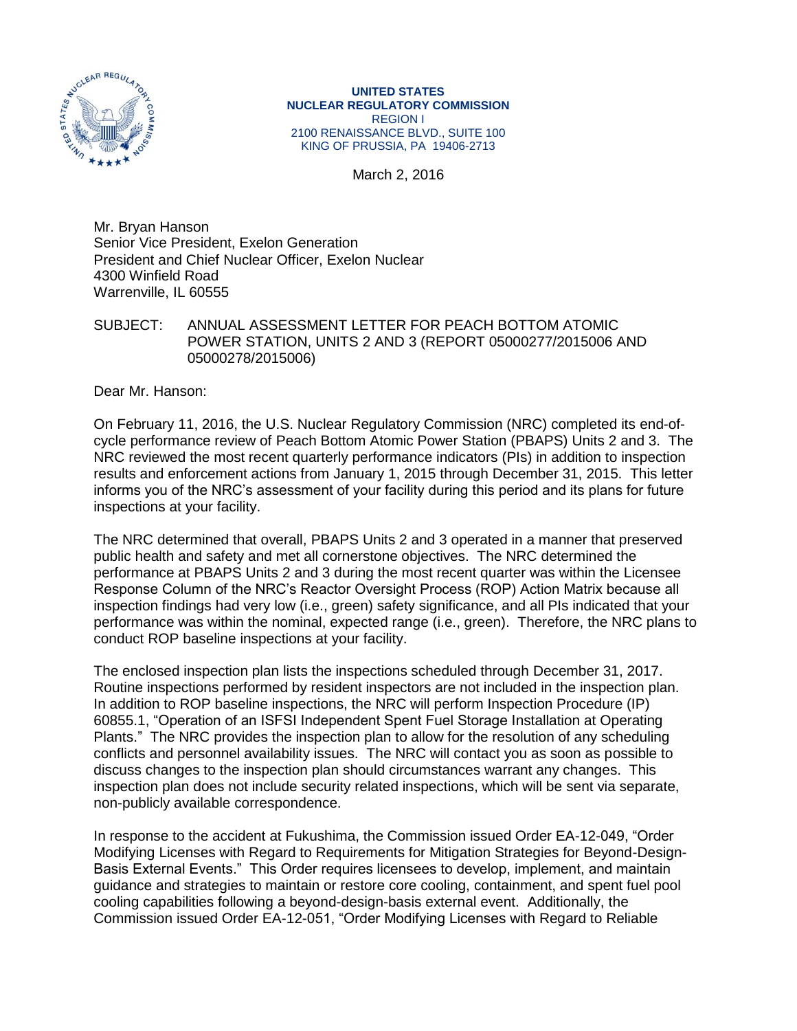**UNITED STATES**
**NUCLEAR REGULATORY COMMISSION**
REGION I
2100 RENAISSANCE BLVD., SUITE 100
KING OF PRUSSIA, PA 19406-2713

March 2, 2016

Mr. Bryan Hanson
Senior Vice President, Exelon Generation
President and Chief Nuclear Officer, Exelon Nuclear
4300 Winfield Road
Warrenville, IL 60555

SUBJECT: ANNUAL ASSESSMENT LETTER FOR PEACH BOTTOM ATOMIC POWER STATION, UNITS 2 AND 3 (REPORT 05000277/2015006 AND 05000278/2015006)

Dear Mr. Hanson:

On February 11, 2016, the U.S. Nuclear Regulatory Commission (NRC) completed its end-of-cycle performance review of Peach Bottom Atomic Power Station (PBAPS) Units 2 and 3. The NRC reviewed the most recent quarterly performance indicators (PIs) in addition to inspection results and enforcement actions from January 1, 2015 through December 31, 2015. This letter informs you of the NRC's assessment of your facility during this period and its plans for future inspections at your facility.

The NRC determined that overall, PBAPS Units 2 and 3 operated in a manner that preserved public health and safety and met all cornerstone objectives. The NRC determined the performance at PBAPS Units 2 and 3 during the most recent quarter was within the Licensee Response Column of the NRC's Reactor Oversight Process (ROP) Action Matrix because all inspection findings had very low (i.e., green) safety significance, and all PIs indicated that your performance was within the nominal, expected range (i.e., green). Therefore, the NRC plans to conduct ROP baseline inspections at your facility.

The enclosed inspection plan lists the inspections scheduled through December 31, 2017. Routine inspections performed by resident inspectors are not included in the inspection plan. In addition to ROP baseline inspections, the NRC will perform Inspection Procedure (IP) 60855.1, "Operation of an ISFSI Independent Spent Fuel Storage Installation at Operating Plants." The NRC provides the inspection plan to allow for the resolution of any scheduling conflicts and personnel availability issues. The NRC will contact you as soon as possible to discuss changes to the inspection plan should circumstances warrant any changes. This inspection plan does not include security related inspections, which will be sent via separate, non-publicly available correspondence.

In response to the accident at Fukushima, the Commission issued Order EA-12-049, "Order Modifying Licenses with Regard to Requirements for Mitigation Strategies for Beyond-Design-Basis External Events." This Order requires licensees to develop, implement, and maintain guidance and strategies to maintain or restore core cooling, containment, and spent fuel pool cooling capabilities following a beyond-design-basis external event. Additionally, the Commission issued Order EA-12-051, "Order Modifying Licenses with Regard to Reliable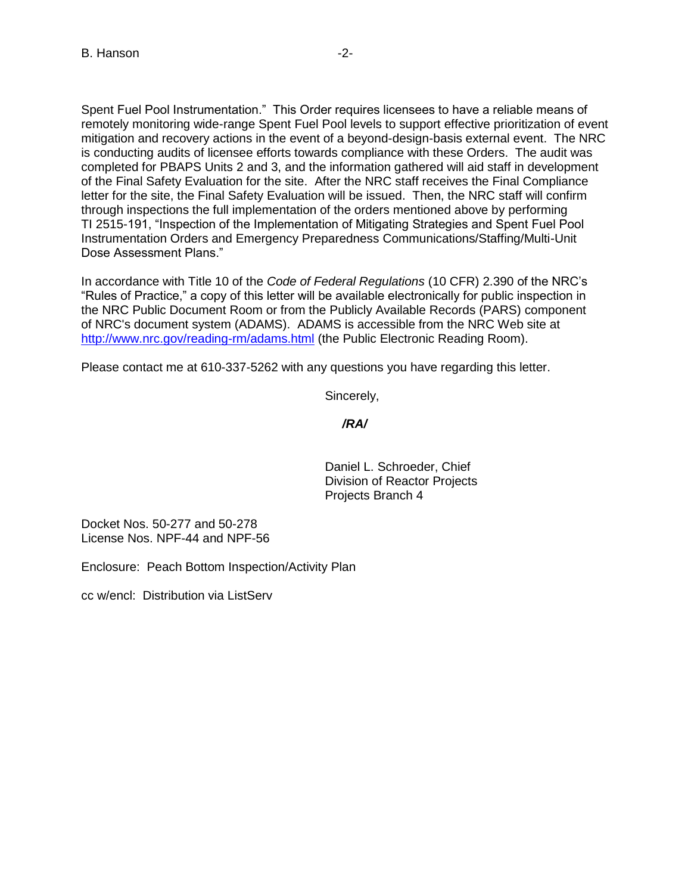Spent Fuel Pool Instrumentation." This Order requires licensees to have a reliable means of remotely monitoring wide-range Spent Fuel Pool levels to support effective prioritization of event mitigation and recovery actions in the event of a beyond-design-basis external event. The NRC is conducting audits of licensee efforts towards compliance with these Orders. The audit was completed for PBAPS Units 2 and 3, and the information gathered will aid staff in development of the Final Safety Evaluation for the site. After the NRC staff receives the Final Compliance letter for the site, the Final Safety Evaluation will be issued. Then, the NRC staff will confirm through inspections the full implementation of the orders mentioned above by performing TI 2515-191, "Inspection of the Implementation of Mitigating Strategies and Spent Fuel Pool Instrumentation Orders and Emergency Preparedness Communications/Staffing/Multi-Unit Dose Assessment Plans."

In accordance with Title 10 of the *Code of Federal Regulations* (10 CFR) 2.390 of the NRC's "Rules of Practice," a copy of this letter will be available electronically for public inspection in the NRC Public Document Room or from the Publicly Available Records (PARS) component of NRC's document system (ADAMS). ADAMS is accessible from the NRC Web site at http://www.nrc.gov/reading-rm/adams.html (the Public Electronic Reading Room).

Please contact me at 610-337-5262 with any questions you have regarding this letter.

Sincerely,

***/RA/***

Daniel L. Schroeder, Chief
Division of Reactor Projects
Projects Branch 4

Docket Nos. 50-277 and 50-278
License Nos. NPF-44 and NPF-56

Enclosure: Peach Bottom Inspection/Activity Plan

cc w/encl: Distribution via ListServ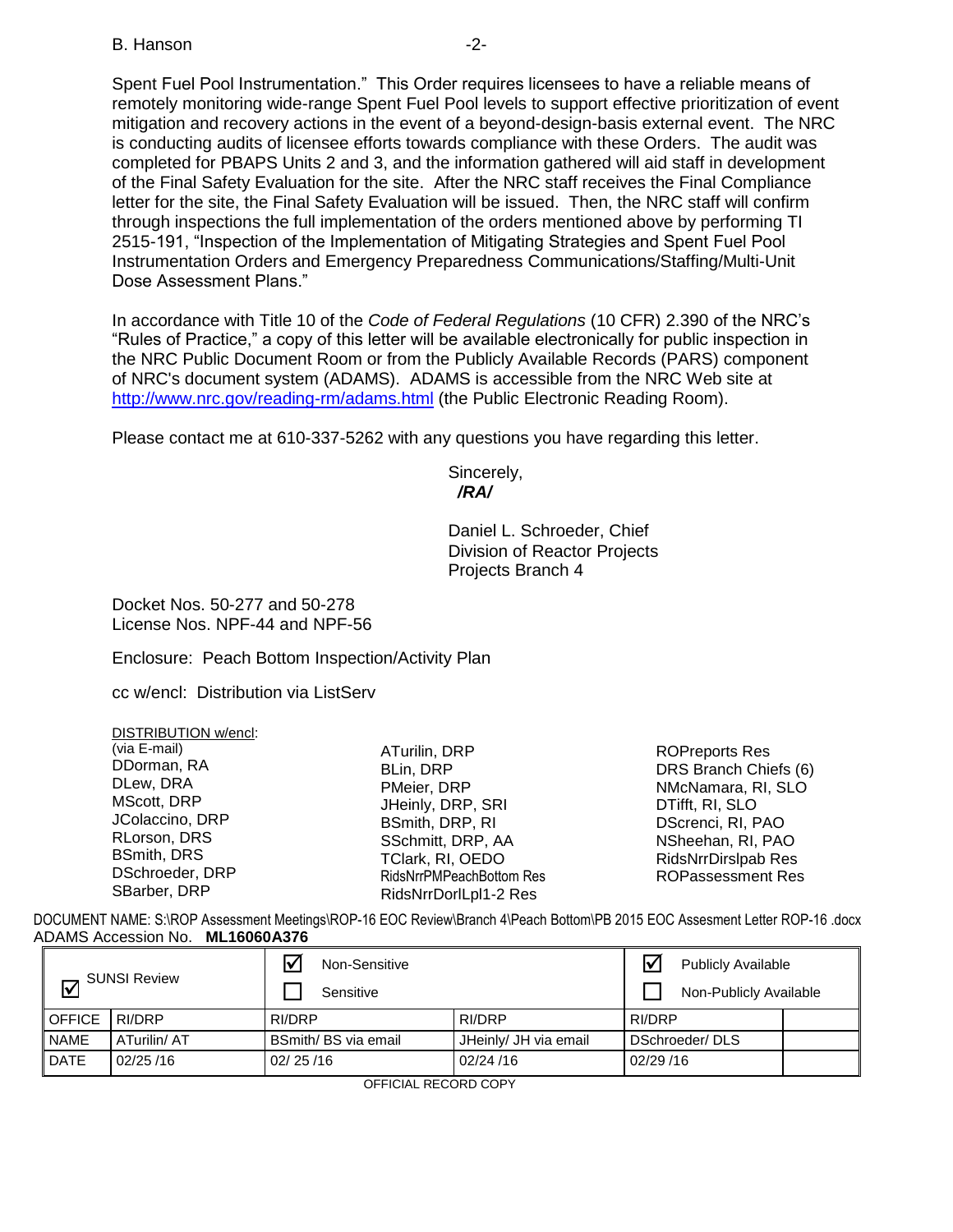Spent Fuel Pool Instrumentation." This Order requires licensees to have a reliable means of remotely monitoring wide-range Spent Fuel Pool levels to support effective prioritization of event mitigation and recovery actions in the event of a beyond-design-basis external event. The NRC is conducting audits of licensee efforts towards compliance with these Orders. The audit was completed for PBAPS Units 2 and 3, and the information gathered will aid staff in development of the Final Safety Evaluation for the site. After the NRC staff receives the Final Compliance letter for the site, the Final Safety Evaluation will be issued. Then, the NRC staff will confirm through inspections the full implementation of the orders mentioned above by performing TI 2515-191, "Inspection of the Implementation of Mitigating Strategies and Spent Fuel Pool Instrumentation Orders and Emergency Preparedness Communications/Staffing/Multi-Unit Dose Assessment Plans."

In accordance with Title 10 of the *Code of Federal Regulations* (10 CFR) 2.390 of the NRC's "Rules of Practice," a copy of this letter will be available electronically for public inspection in the NRC Public Document Room or from the Publicly Available Records (PARS) component of NRC's document system (ADAMS). ADAMS is accessible from the NRC Web site at http://www.nrc.gov/reading-rm/adams.html (the Public Electronic Reading Room).

Please contact me at 610-337-5262 with any questions you have regarding this letter.

Sincerely,
***/RA/***

Daniel L. Schroeder, Chief
Division of Reactor Projects
Projects Branch 4

Docket Nos. 50-277 and 50-278
License Nos. NPF-44 and NPF-56

Enclosure: Peach Bottom Inspection/Activity Plan

cc w/encl: Distribution via ListServ

DISTRIBUTION w/encl:
(via E-mail)
DDorman, RA
DLew, DRA
MScott, DRP
JColaccino, DRP
RLorson, DRS
BSmith, DRS
DSchroeder, DRP
SBarber, DRP
ATurilin, DRP
BLin, DRP
PMeier, DRP
JHeinly, DRP, SRI
BSmith, DRP, RI
SSchmitt, DRP, AA
TClark, RI, OEDO
RidsNrrPMPeachBottom Res
RidsNrrDorlLpl1-2 Res
ROPreports Res
DRS Branch Chiefs (6)
NMcNamara, RI, SLO
DTifft, RI, SLO
DScrenci, RI, PAO
NSheehan, RI, PAO
RidsNrrDirslpab Res
ROPassessment Res

DOCUMENT NAME: S:\ROP Assessment Meetings\ROP-16 EOC Review\Branch 4\Peach Bottom\PB 2015 EOC Assesment Letter ROP-16 .docx
ADAMS Accession No. **ML16060A376**

| ☑ SUNSI Review | | ☑ Non-Sensitive ☐ Sensitive | | ☑ Publicly Available ☐ Non-Publicly Available | |
|---|---|---|---|---|---|
| OFFICE | RI/DRP | RI/DRP | RI/DRP | RI/DRP | |
| NAME | ATurilin/ AT | BSmith/ BS via email | JHeinly/ JH via email | DSchroeder/ DLS | |
| DATE | 02/25 /16 | 02/ 25 /16 | 02/24 /16 | 02/29 /16 | |

OFFICIAL RECORD COPY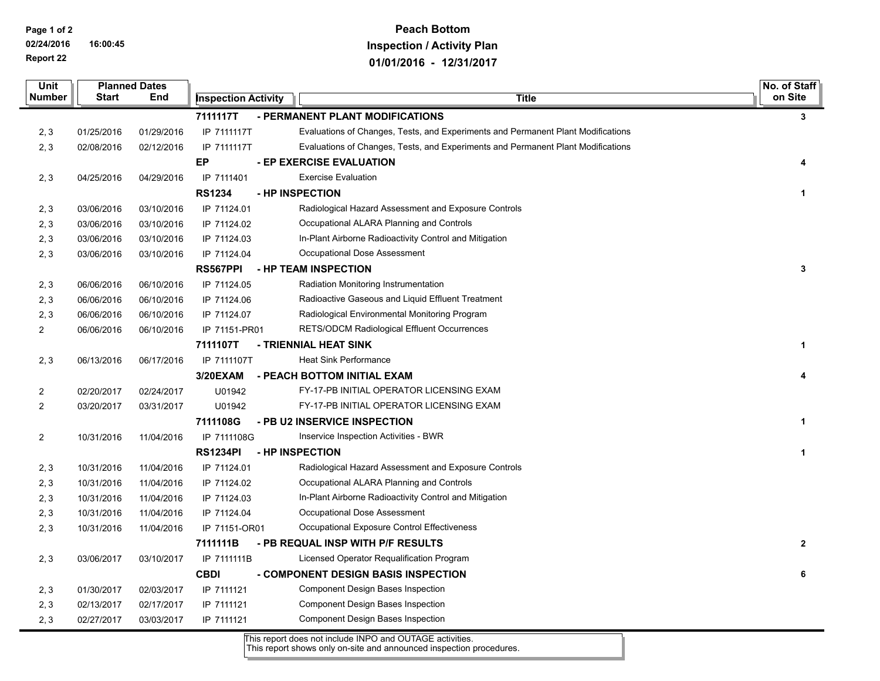# Peach Bottom
## Inspection / Activity Plan
## 01/01/2016 - 12/31/2017

| Unit Number | Planned Dates Start | End | Inspection Activity | Title | No. of Staff on Site |
|---|---|---|---|---|---|
| | | | **7111117T** | **- PERMANENT PLANT MODIFICATIONS** | **3** |
| 2, 3 | 01/25/2016 | 01/29/2016 | IP 7111117T | Evaluations of Changes, Tests, and Experiments and Permanent Plant Modifications | |
| 2, 3 | 02/08/2016 | 02/12/2016 | IP 7111117T | Evaluations of Changes, Tests, and Experiments and Permanent Plant Modifications | |
| | | | **EP** | **- EP EXERCISE EVALUATION** | **4** |
| 2, 3 | 04/25/2016 | 04/29/2016 | IP 7111401 | Exercise Evaluation | |
| | | | **RS1234** | **- HP INSPECTION** | **1** |
| 2, 3 | 03/06/2016 | 03/10/2016 | IP 71124.01 | Radiological Hazard Assessment and Exposure Controls | |
| 2, 3 | 03/06/2016 | 03/10/2016 | IP 71124.02 | Occupational ALARA Planning and Controls | |
| 2, 3 | 03/06/2016 | 03/10/2016 | IP 71124.03 | In-Plant Airborne Radioactivity Control and Mitigation | |
| 2, 3 | 03/06/2016 | 03/10/2016 | IP 71124.04 | Occupational Dose Assessment | |
| | | | **RS567PPI** | **- HP TEAM INSPECTION** | **3** |
| 2, 3 | 06/06/2016 | 06/10/2016 | IP 71124.05 | Radiation Monitoring Instrumentation | |
| 2, 3 | 06/06/2016 | 06/10/2016 | IP 71124.06 | Radioactive Gaseous and Liquid Effluent Treatment | |
| 2, 3 | 06/06/2016 | 06/10/2016 | IP 71124.07 | Radiological Environmental Monitoring Program | |
| 2 | 06/06/2016 | 06/10/2016 | IP 71151-PR01 | RETS/ODCM Radiological Effluent Occurrences | |
| | | | **7111107T** | **- TRIENNIAL HEAT SINK** | **1** |
| 2, 3 | 06/13/2016 | 06/17/2016 | IP 7111107T | Heat Sink Performance | |
| | | | **3/20EXAM** | **- PEACH BOTTOM INITIAL EXAM** | **4** |
| 2 | 02/20/2017 | 02/24/2017 | U01942 | FY-17-PB INITIAL OPERATOR LICENSING EXAM | |
| 2 | 03/20/2017 | 03/31/2017 | U01942 | FY-17-PB INITIAL OPERATOR LICENSING EXAM | |
| | | | **7111108G** | **- PB U2 INSERVICE INSPECTION** | **1** |
| 2 | 10/31/2016 | 11/04/2016 | IP 7111108G | Inservice Inspection Activities - BWR | |
| | | | **RS1234PI** | **- HP INSPECTION** | **1** |
| 2, 3 | 10/31/2016 | 11/04/2016 | IP 71124.01 | Radiological Hazard Assessment and Exposure Controls | |
| 2, 3 | 10/31/2016 | 11/04/2016 | IP 71124.02 | Occupational ALARA Planning and Controls | |
| 2, 3 | 10/31/2016 | 11/04/2016 | IP 71124.03 | In-Plant Airborne Radioactivity Control and Mitigation | |
| 2, 3 | 10/31/2016 | 11/04/2016 | IP 71124.04 | Occupational Dose Assessment | |
| 2, 3 | 10/31/2016 | 11/04/2016 | IP 71151-OR01 | Occupational Exposure Control Effectiveness | |
| | | | **7111111B** | **- PB REQUAL INSP WITH P/F RESULTS** | **2** |
| 2, 3 | 03/06/2017 | 03/10/2017 | IP 7111111B | Licensed Operator Requalification Program | |
| | | | **CBDI** | **- COMPONENT DESIGN BASIS INSPECTION** | **6** |
| 2, 3 | 01/30/2017 | 02/03/2017 | IP 7111121 | Component Design Bases Inspection | |
| 2, 3 | 02/13/2017 | 02/17/2017 | IP 7111121 | Component Design Bases Inspection | |
| 2, 3 | 02/27/2017 | 03/03/2017 | IP 7111121 | Component Design Bases Inspection | |

This report does not include INPO and OUTAGE activities.
This report shows only on-site and announced inspection procedures.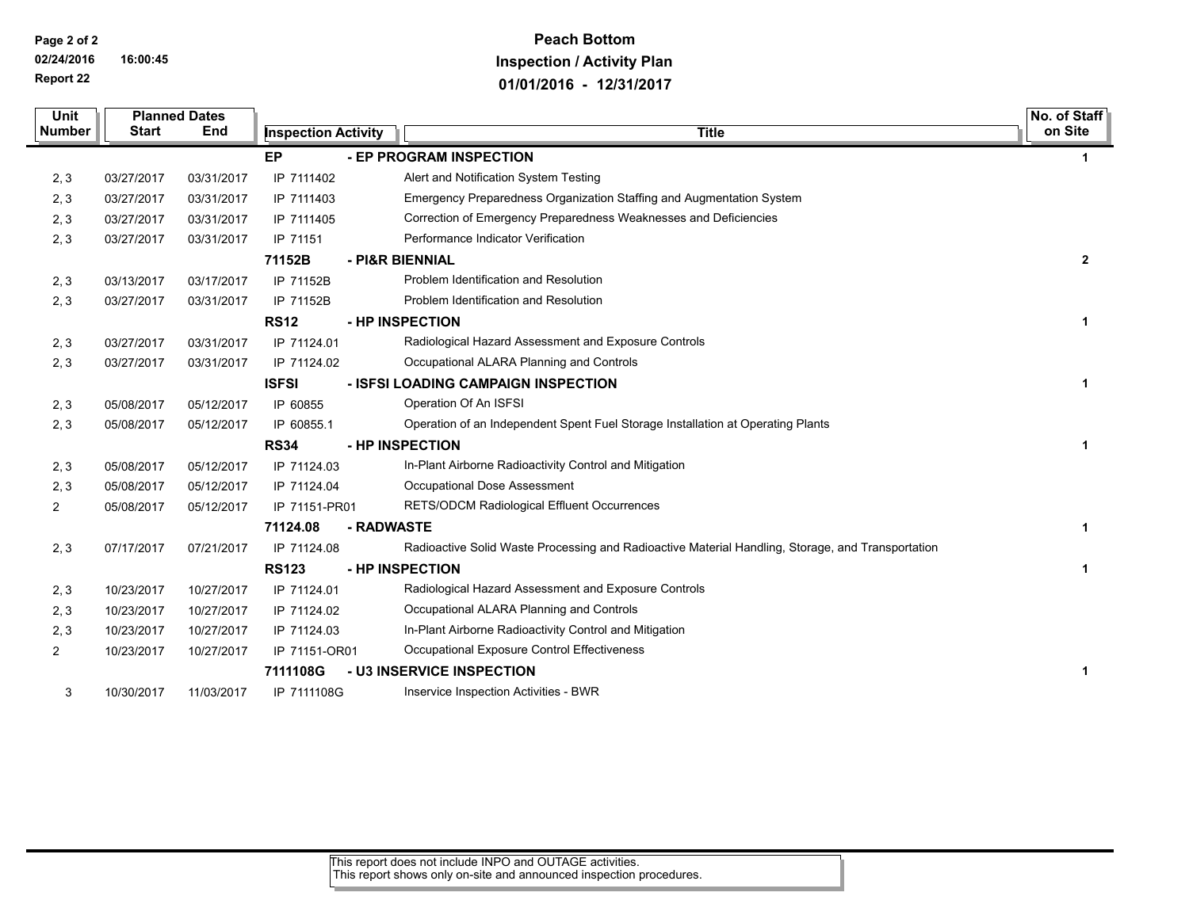# Peach Bottom

## Inspection / Activity Plan

## 01/01/2016 - 12/31/2017

Report 22

| Unit Number | Planned Dates Start | End | Inspection Activity | Title | No. of Staff on Site |
|---|---|---|---|---|---|
| | | | **EP** | **- EP PROGRAM INSPECTION** | **1** |
| 2, 3 | 03/27/2017 | 03/31/2017 | IP 7111402 | Alert and Notification System Testing | |
| 2, 3 | 03/27/2017 | 03/31/2017 | IP 7111403 | Emergency Preparedness Organization Staffing and Augmentation System | |
| 2, 3 | 03/27/2017 | 03/31/2017 | IP 7111405 | Correction of Emergency Preparedness Weaknesses and Deficiencies | |
| 2, 3 | 03/27/2017 | 03/31/2017 | IP 71151 | Performance Indicator Verification | |
| | | | **71152B** | **- PI&R BIENNIAL** | **2** |
| 2, 3 | 03/13/2017 | 03/17/2017 | IP 71152B | Problem Identification and Resolution | |
| 2, 3 | 03/27/2017 | 03/31/2017 | IP 71152B | Problem Identification and Resolution | |
| | | | **RS12** | **- HP INSPECTION** | **1** |
| 2, 3 | 03/27/2017 | 03/31/2017 | IP 71124.01 | Radiological Hazard Assessment and Exposure Controls | |
| 2, 3 | 03/27/2017 | 03/31/2017 | IP 71124.02 | Occupational ALARA Planning and Controls | |
| | | | **ISFSI** | **- ISFSI LOADING CAMPAIGN INSPECTION** | **1** |
| 2, 3 | 05/08/2017 | 05/12/2017 | IP 60855 | Operation Of An ISFSI | |
| 2, 3 | 05/08/2017 | 05/12/2017 | IP 60855.1 | Operation of an Independent Spent Fuel Storage Installation at Operating Plants | |
| | | | **RS34** | **- HP INSPECTION** | **1** |
| 2, 3 | 05/08/2017 | 05/12/2017 | IP 71124.03 | In-Plant Airborne Radioactivity Control and Mitigation | |
| 2, 3 | 05/08/2017 | 05/12/2017 | IP 71124.04 | Occupational Dose Assessment | |
| 2 | 05/08/2017 | 05/12/2017 | IP 71151-PR01 | RETS/ODCM Radiological Effluent Occurrences | |
| | | | **71124.08** | **- RADWASTE** | **1** |
| 2, 3 | 07/17/2017 | 07/21/2017 | IP 71124.08 | Radioactive Solid Waste Processing and Radioactive Material Handling, Storage, and Transportation | |
| | | | **RS123** | **- HP INSPECTION** | **1** |
| 2, 3 | 10/23/2017 | 10/27/2017 | IP 71124.01 | Radiological Hazard Assessment and Exposure Controls | |
| 2, 3 | 10/23/2017 | 10/27/2017 | IP 71124.02 | Occupational ALARA Planning and Controls | |
| 2, 3 | 10/23/2017 | 10/27/2017 | IP 71124.03 | In-Plant Airborne Radioactivity Control and Mitigation | |
| 2 | 10/23/2017 | 10/27/2017 | IP 71151-OR01 | Occupational Exposure Control Effectiveness | |
| | | | **7111108G** | **- U3 INSERVICE INSPECTION** | **1** |
| 3 | 10/30/2017 | 11/03/2017 | IP 7111108G | Inservice Inspection Activities - BWR | |

This report does not include INPO and OUTAGE activities.
This report shows only on-site and announced inspection procedures.